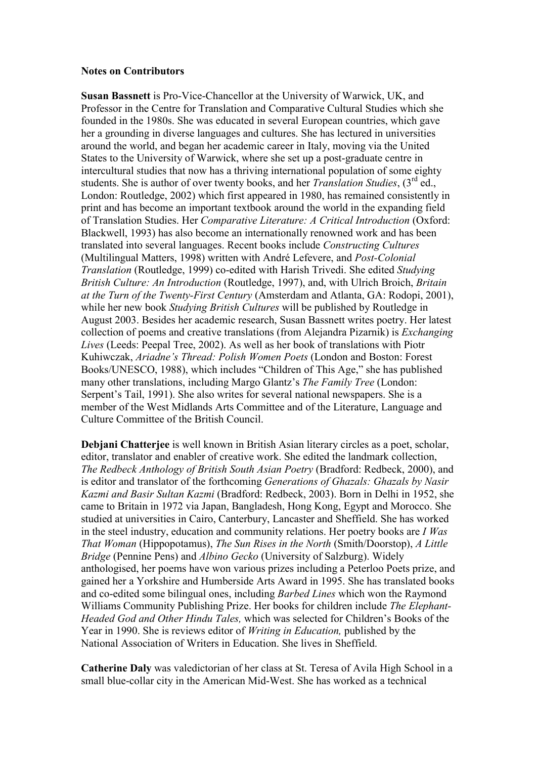**Notes on Contributors**

**Susan Bassnett** is Pro-Vice-Chancellor at the University of Warwick, UK, and Professor in the Centre for Translation and Comparative Cultural Studies which she founded in the 1980s. She was educated in several European countries, which gave her a grounding in diverse languages and cultures. She has lectured in universities around the world, and began her academic career in Italy, moving via the United States to the University of Warwick, where she set up a post-graduate centre in intercultural studies that now has a thriving international population of some eighty students. She is author of over twenty books, and her *Translation Studies*, (3rd ed., London: Routledge, 2002) which first appeared in 1980, has remained consistently in print and has become an important textbook around the world in the expanding field of Translation Studies. Her *Comparative Literature: A Critical Introduction* (Oxford: Blackwell, 1993) has also become an internationally renowned work and has been translated into several languages. Recent books include *Constructing Cultures* (Multilingual Matters, 1998) written with André Lefevere, and *Post-Colonial Translation* (Routledge, 1999) co-edited with Harish Trivedi. She edited *Studying British Culture: An Introduction* (Routledge, 1997), and, with Ulrich Broich, *Britain at the Turn of the Twenty-First Century* (Amsterdam and Atlanta, GA: Rodopi, 2001), while her new book *Studying British Cultures* will be published by Routledge in August 2003. Besides her academic research, Susan Bassnett writes poetry. Her latest collection of poems and creative translations (from Alejandra Pizarnik) is *Exchanging Lives* (Leeds: Peepal Tree, 2002). As well as her book of translations with Piotr Kuhiwczak, *Ariadne's Thread: Polish Women Poets* (London and Boston: Forest Books/UNESCO, 1988), which includes "Children of This Age," she has published many other translations, including Margo Glantz's *The Family Tree* (London: Serpent's Tail, 1991). She also writes for several national newspapers. She is a member of the West Midlands Arts Committee and of the Literature, Language and Culture Committee of the British Council.

**Debjani Chatterjee** is well known in British Asian literary circles as a poet, scholar, editor, translator and enabler of creative work. She edited the landmark collection, *The Redbeck Anthology of British South Asian Poetry* (Bradford: Redbeck, 2000), and is editor and translator of the forthcoming *Generations of Ghazals: Ghazals by Nasir Kazmi and Basir Sultan Kazmi* (Bradford: Redbeck, 2003). Born in Delhi in 1952, she came to Britain in 1972 via Japan, Bangladesh, Hong Kong, Egypt and Morocco. She studied at universities in Cairo, Canterbury, Lancaster and Sheffield. She has worked in the steel industry, education and community relations. Her poetry books are *I Was That Woman* (Hippopotamus), *The Sun Rises in the North* (Smith/Doorstop), *A Little Bridge* (Pennine Pens) and *Albino Gecko* (University of Salzburg). Widely anthologised, her poems have won various prizes including a Peterloo Poets prize, and gained her a Yorkshire and Humberside Arts Award in 1995. She has translated books and co-edited some bilingual ones, including *Barbed Lines* which won the Raymond Williams Community Publishing Prize. Her books for children include *The Elephant-Headed God and Other Hindu Tales,* which was selected for Children's Books of the Year in 1990. She is reviews editor of *Writing in Education,* published by the National Association of Writers in Education. She lives in Sheffield.

**Catherine Daly** was valedictorian of her class at St. Teresa of Avila High School in a small blue-collar city in the American Mid-West. She has worked as a technical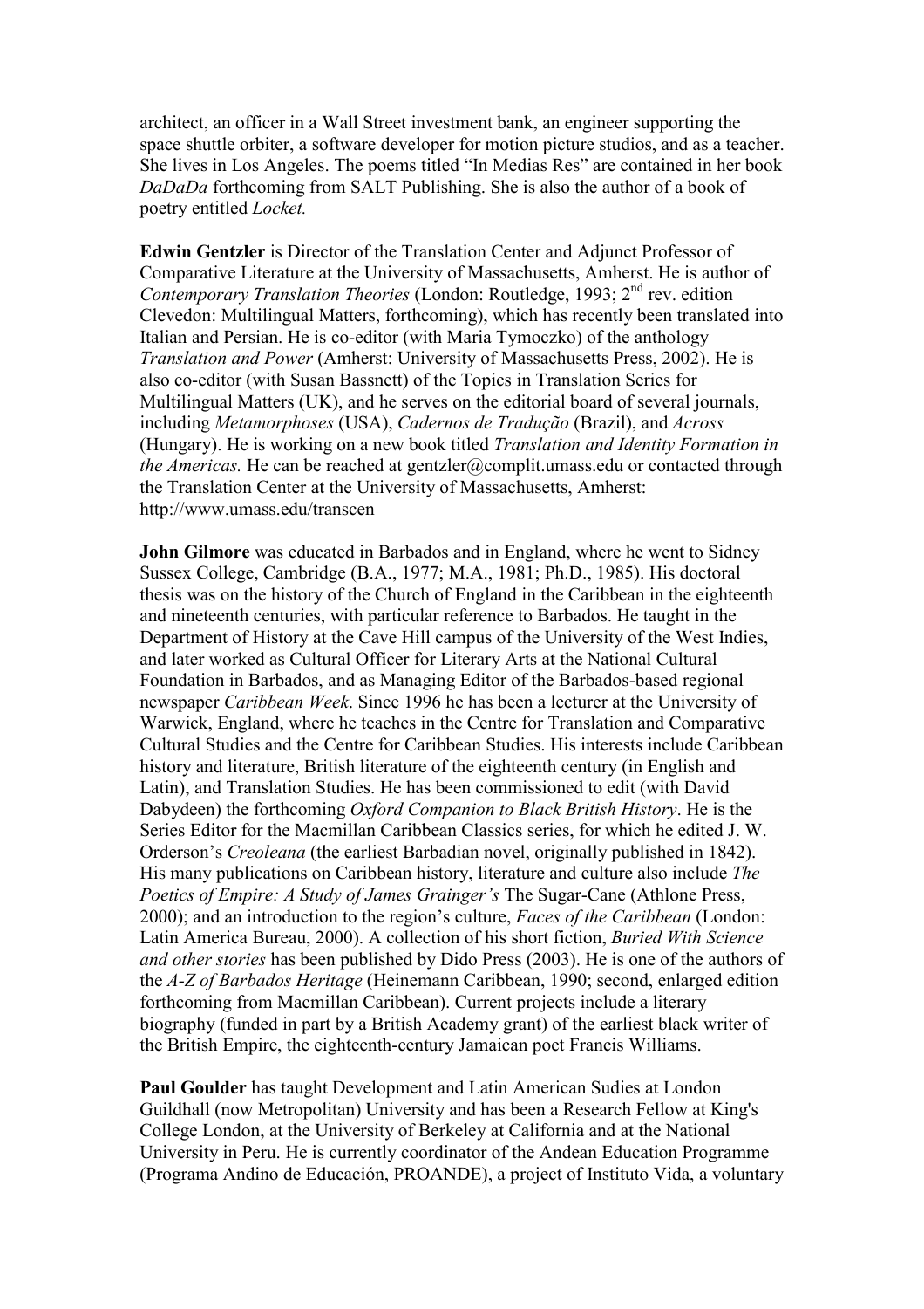architect, an officer in a Wall Street investment bank, an engineer supporting the space shuttle orbiter, a software developer for motion picture studios, and as a teacher. She lives in Los Angeles. The poems titled "In Medias Res" are contained in her book *DaDaDa* forthcoming from SALT Publishing. She is also the author of a book of poetry entitled *Locket.*

**Edwin Gentzler** is Director of the Translation Center and Adjunct Professor of Comparative Literature at the University of Massachusetts, Amherst. He is author of *Contemporary Translation Theories* (London: Routledge, 1993; 2nd rev. edition Clevedon: Multilingual Matters, forthcoming), which has recently been translated into Italian and Persian. He is co-editor (with Maria Tymoczko) of the anthology *Translation and Power* (Amherst: University of Massachusetts Press, 2002). He is also co-editor (with Susan Bassnett) of the Topics in Translation Series for Multilingual Matters (UK), and he serves on the editorial board of several journals, including *Metamorphoses* (USA), *Cadernos de Tradução* (Brazil), and *Across* (Hungary). He is working on a new book titled *Translation and Identity Formation in the Americas.* He can be reached at gentzler@complit.umass.edu or contacted through the Translation Center at the University of Massachusetts, Amherst: http://www.umass.edu/transcen

**John Gilmore** was educated in Barbados and in England, where he went to Sidney Sussex College, Cambridge (B.A., 1977; M.A., 1981; Ph.D., 1985). His doctoral thesis was on the history of the Church of England in the Caribbean in the eighteenth and nineteenth centuries, with particular reference to Barbados. He taught in the Department of History at the Cave Hill campus of the University of the West Indies, and later worked as Cultural Officer for Literary Arts at the National Cultural Foundation in Barbados, and as Managing Editor of the Barbados-based regional newspaper *Caribbean Week*. Since 1996 he has been a lecturer at the University of Warwick, England, where he teaches in the Centre for Translation and Comparative Cultural Studies and the Centre for Caribbean Studies. His interests include Caribbean history and literature, British literature of the eighteenth century (in English and Latin), and Translation Studies. He has been commissioned to edit (with David Dabydeen) the forthcoming *Oxford Companion to Black British History*. He is the Series Editor for the Macmillan Caribbean Classics series, for which he edited J. W. Orderson's *Creoleana* (the earliest Barbadian novel, originally published in 1842). His many publications on Caribbean history, literature and culture also include *The Poetics of Empire: A Study of James Grainger's* The Sugar-Cane (Athlone Press, 2000); and an introduction to the region's culture, *Faces of the Caribbean* (London: Latin America Bureau, 2000). A collection of his short fiction, *Buried With Science and other stories* has been published by Dido Press (2003). He is one of the authors of the *A-Z of Barbados Heritage* (Heinemann Caribbean, 1990; second, enlarged edition forthcoming from Macmillan Caribbean). Current projects include a literary biography (funded in part by a British Academy grant) of the earliest black writer of the British Empire, the eighteenth-century Jamaican poet Francis Williams.

**Paul Goulder** has taught Development and Latin American Sudies at London Guildhall (now Metropolitan) University and has been a Research Fellow at King's College London, at the University of Berkeley at California and at the National University in Peru. He is currently coordinator of the Andean Education Programme (Programa Andino de Educación, PROANDE), a project of Instituto Vida, a voluntary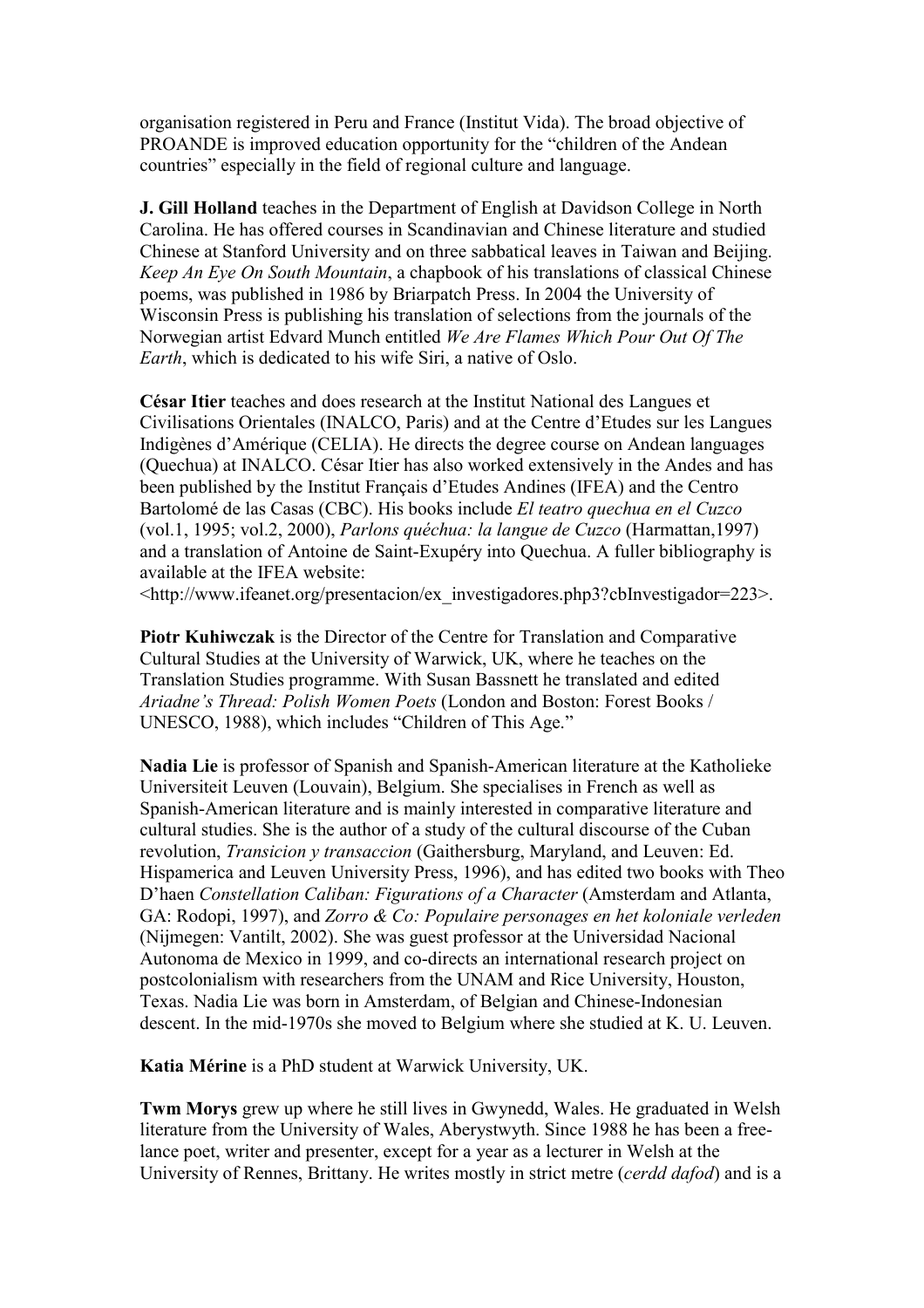organisation registered in Peru and France (Institut Vida). The broad objective of PROANDE is improved education opportunity for the "children of the Andean countries" especially in the field of regional culture and language.

**J. Gill Holland** teaches in the Department of English at Davidson College in North Carolina. He has offered courses in Scandinavian and Chinese literature and studied Chinese at Stanford University and on three sabbatical leaves in Taiwan and Beijing. *Keep An Eye On South Mountain*, a chapbook of his translations of classical Chinese poems, was published in 1986 by Briarpatch Press. In 2004 the University of Wisconsin Press is publishing his translation of selections from the journals of the Norwegian artist Edvard Munch entitled *We Are Flames Which Pour Out Of The Earth*, which is dedicated to his wife Siri, a native of Oslo.

**César Itier** teaches and does research at the Institut National des Langues et Civilisations Orientales (INALCO, Paris) and at the Centre d'Etudes sur les Langues Indigènes d'Amérique (CELIA). He directs the degree course on Andean languages (Quechua) at INALCO. César Itier has also worked extensively in the Andes and has been published by the Institut Français d'Etudes Andines (IFEA) and the Centro Bartolomé de las Casas (CBC). His books include *El teatro quechua en el Cuzco* (vol.1, 1995; vol.2, 2000), *Parlons quéchua: la langue de Cuzco* (Harmattan,1997) and a translation of Antoine de Saint-Exupéry into Quechua. A fuller bibliography is available at the IFEA website:
<http://www.ifeanet.org/presentacion/ex_investigadores.php3?cbInvestigador=223>.

**Piotr Kuhiwczak** is the Director of the Centre for Translation and Comparative Cultural Studies at the University of Warwick, UK, where he teaches on the Translation Studies programme. With Susan Bassnett he translated and edited *Ariadne's Thread: Polish Women Poets* (London and Boston: Forest Books / UNESCO, 1988), which includes "Children of This Age."

**Nadia Lie** is professor of Spanish and Spanish-American literature at the Katholieke Universiteit Leuven (Louvain), Belgium. She specialises in French as well as Spanish-American literature and is mainly interested in comparative literature and cultural studies. She is the author of a study of the cultural discourse of the Cuban revolution, *Transicion y transaccion* (Gaithersburg, Maryland, and Leuven: Ed. Hispamerica and Leuven University Press, 1996), and has edited two books with Theo D'haen *Constellation Caliban: Figurations of a Character* (Amsterdam and Atlanta, GA: Rodopi, 1997), and *Zorro & Co: Populaire personages en het koloniale verleden* (Nijmegen: Vantilt, 2002). She was guest professor at the Universidad Nacional Autonoma de Mexico in 1999, and co-directs an international research project on postcolonialism with researchers from the UNAM and Rice University, Houston, Texas. Nadia Lie was born in Amsterdam, of Belgian and Chinese-Indonesian descent. In the mid-1970s she moved to Belgium where she studied at K. U. Leuven.

**Katia Mérine** is a PhD student at Warwick University, UK.

**Twm Morys** grew up where he still lives in Gwynedd, Wales. He graduated in Welsh literature from the University of Wales, Aberystwyth. Since 1988 he has been a free-lance poet, writer and presenter, except for a year as a lecturer in Welsh at the University of Rennes, Brittany. He writes mostly in strict metre (*cerdd dafod*) and is a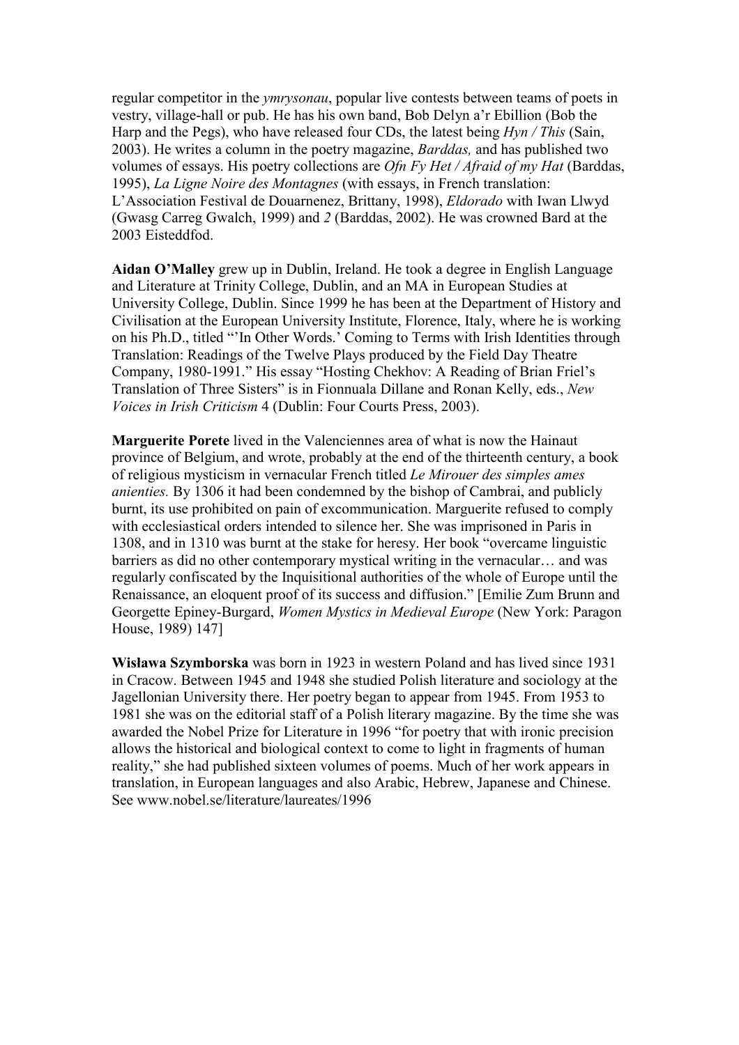regular competitor in the *ymrysonau*, popular live contests between teams of poets in vestry, village-hall or pub. He has his own band, Bob Delyn a'r Ebillion (Bob the Harp and the Pegs), who have released four CDs, the latest being *Hyn / This* (Sain, 2003). He writes a column in the poetry magazine, *Barddas,* and has published two volumes of essays. His poetry collections are *Ofn Fy Het / Afraid of my Hat* (Barddas, 1995), *La Ligne Noire des Montagnes* (with essays, in French translation: L'Association Festival de Douarnenez, Brittany, 1998), *Eldorado* with Iwan Llwyd (Gwasg Carreg Gwalch, 1999) and *2* (Barddas, 2002). He was crowned Bard at the 2003 Eisteddfod.

**Aidan O'Malley** grew up in Dublin, Ireland. He took a degree in English Language and Literature at Trinity College, Dublin, and an MA in European Studies at University College, Dublin. Since 1999 he has been at the Department of History and Civilisation at the European University Institute, Florence, Italy, where he is working on his Ph.D., titled "'In Other Words.' Coming to Terms with Irish Identities through Translation: Readings of the Twelve Plays produced by the Field Day Theatre Company, 1980-1991." His essay "Hosting Chekhov: A Reading of Brian Friel's Translation of Three Sisters" is in Fionnuala Dillane and Ronan Kelly, eds., *New Voices in Irish Criticism* 4 (Dublin: Four Courts Press, 2003).

**Marguerite Porete** lived in the Valenciennes area of what is now the Hainaut province of Belgium, and wrote, probably at the end of the thirteenth century, a book of religious mysticism in vernacular French titled *Le Mirouer des simples ames anienties.* By 1306 it had been condemned by the bishop of Cambrai, and publicly burnt, its use prohibited on pain of excommunication. Marguerite refused to comply with ecclesiastical orders intended to silence her. She was imprisoned in Paris in 1308, and in 1310 was burnt at the stake for heresy. Her book "overcame linguistic barriers as did no other contemporary mystical writing in the vernacular… and was regularly confiscated by the Inquisitional authorities of the whole of Europe until the Renaissance, an eloquent proof of its success and diffusion." [Emilie Zum Brunn and Georgette Epiney-Burgard, *Women Mystics in Medieval Europe* (New York: Paragon House, 1989) 147]

**Wisława Szymborska** was born in 1923 in western Poland and has lived since 1931 in Cracow. Between 1945 and 1948 she studied Polish literature and sociology at the Jagellonian University there. Her poetry began to appear from 1945. From 1953 to 1981 she was on the editorial staff of a Polish literary magazine. By the time she was awarded the Nobel Prize for Literature in 1996 "for poetry that with ironic precision allows the historical and biological context to come to light in fragments of human reality," she had published sixteen volumes of poems. Much of her work appears in translation, in European languages and also Arabic, Hebrew, Japanese and Chinese. See www.nobel.se/literature/laureates/1996